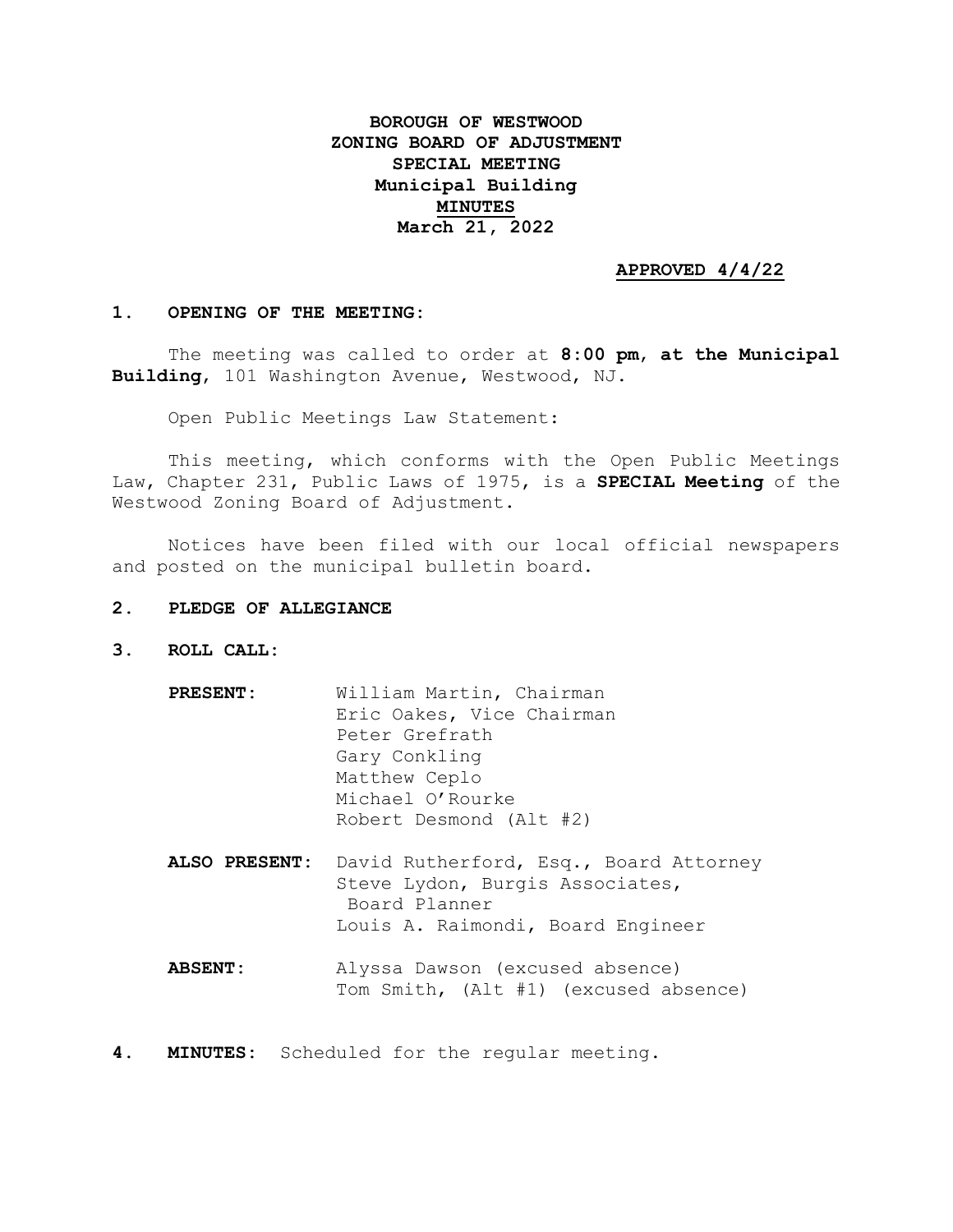**BOROUGH OF WESTWOOD**
**ZONING BOARD OF ADJUSTMENT**
**SPECIAL MEETING**
**Municipal Building**
**<u>MINUTES</u>**
**March 21, 2022**

**<u>APPROVED 4/4/22</u>**

## 1. OPENING OF THE MEETING:

The meeting was called to order at **8:00 pm**, **at the Municipal Building**, 101 Washington Avenue, Westwood, NJ.

Open Public Meetings Law Statement:

This meeting, which conforms with the Open Public Meetings Law, Chapter 231, Public Laws of 1975, is a **SPECIAL Meeting** of the Westwood Zoning Board of Adjustment.

Notices have been filed with our local official newspapers and posted on the municipal bulletin board.

## 2. PLEDGE OF ALLEGIANCE

## 3. ROLL CALL:

**PRESENT:**
William Martin, Chairman
Eric Oakes, Vice Chairman
Peter Grefrath
Gary Conkling
Matthew Ceplo
Michael O'Rourke
Robert Desmond (Alt #2)

**ALSO PRESENT:**
David Rutherford, Esq., Board Attorney
Steve Lydon, Burgis Associates, Board Planner
Louis A. Raimondi, Board Engineer

**ABSENT:**
Alyssa Dawson (excused absence)
Tom Smith, (Alt #1) (excused absence)

## 4. MINUTES: Scheduled for the regular meeting.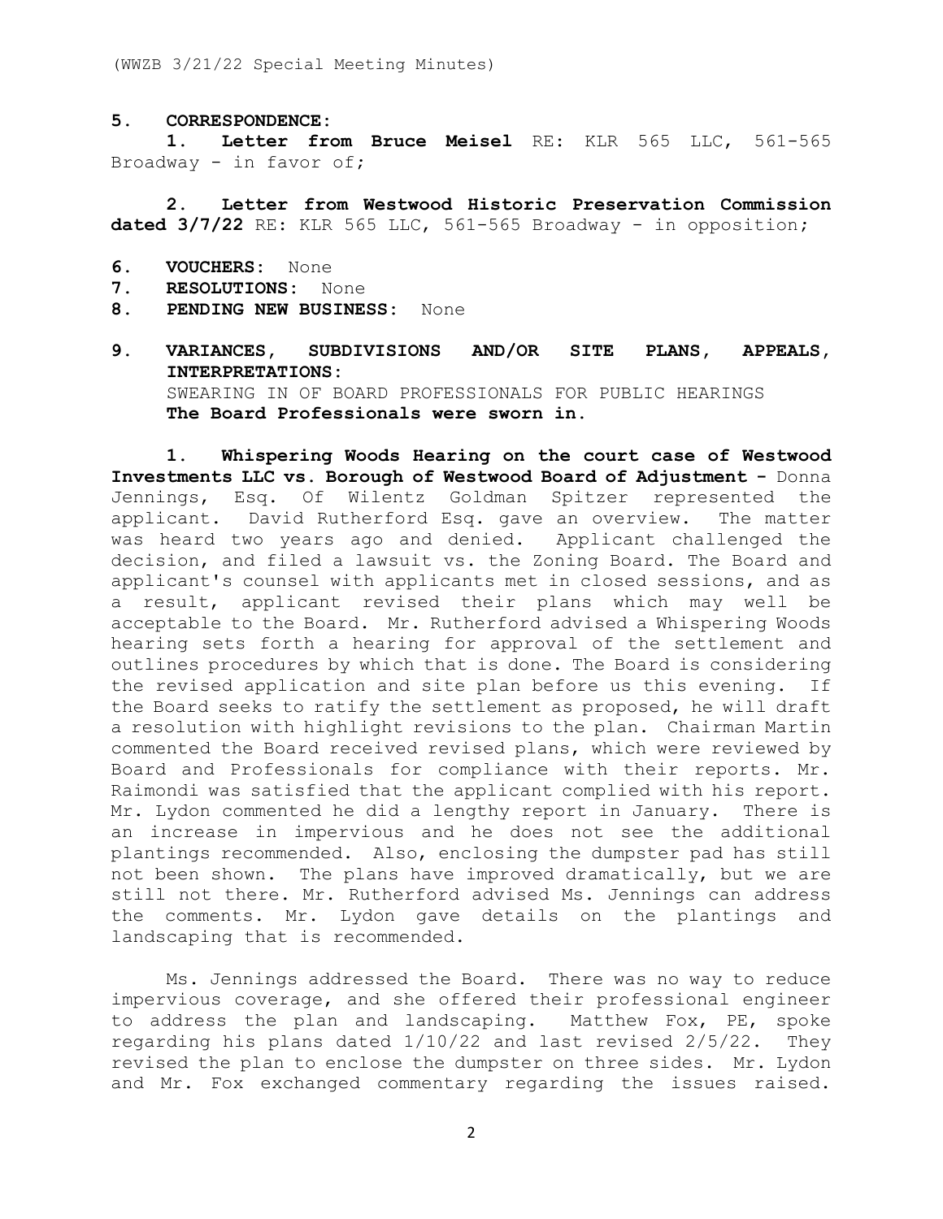**5. CORRESPONDENCE:**

**1. Letter from Bruce Meisel** RE: KLR 565 LLC, 561-565 Broadway - in favor of;

**2. Letter from Westwood Historic Preservation Commission dated 3/7/22** RE: KLR 565 LLC, 561-565 Broadway - in opposition;

**6. VOUCHERS:** None

**7. RESOLUTIONS:** None

**8. PENDING NEW BUSINESS:** None

**9. VARIANCES, SUBDIVISIONS AND/OR SITE PLANS, APPEALS, INTERPRETATIONS:**

SWEARING IN OF BOARD PROFESSIONALS FOR PUBLIC HEARINGS

**The Board Professionals were sworn in.**

**1. Whispering Woods Hearing on the court case of Westwood Investments LLC vs. Borough of Westwood Board of Adjustment -** Donna Jennings, Esq. Of Wilentz Goldman Spitzer represented the applicant. David Rutherford Esq. gave an overview. The matter was heard two years ago and denied. Applicant challenged the decision, and filed a lawsuit vs. the Zoning Board. The Board and applicant's counsel with applicants met in closed sessions, and as a result, applicant revised their plans which may well be acceptable to the Board. Mr. Rutherford advised a Whispering Woods hearing sets forth a hearing for approval of the settlement and outlines procedures by which that is done. The Board is considering the revised application and site plan before us this evening. If the Board seeks to ratify the settlement as proposed, he will draft a resolution with highlight revisions to the plan. Chairman Martin commented the Board received revised plans, which were reviewed by Board and Professionals for compliance with their reports. Mr. Raimondi was satisfied that the applicant complied with his report. Mr. Lydon commented he did a lengthy report in January. There is an increase in impervious and he does not see the additional plantings recommended. Also, enclosing the dumpster pad has still not been shown. The plans have improved dramatically, but we are still not there. Mr. Rutherford advised Ms. Jennings can address the comments. Mr. Lydon gave details on the plantings and landscaping that is recommended.

Ms. Jennings addressed the Board. There was no way to reduce impervious coverage, and she offered their professional engineer to address the plan and landscaping. Matthew Fox, PE, spoke regarding his plans dated 1/10/22 and last revised 2/5/22. They revised the plan to enclose the dumpster on three sides. Mr. Lydon and Mr. Fox exchanged commentary regarding the issues raised.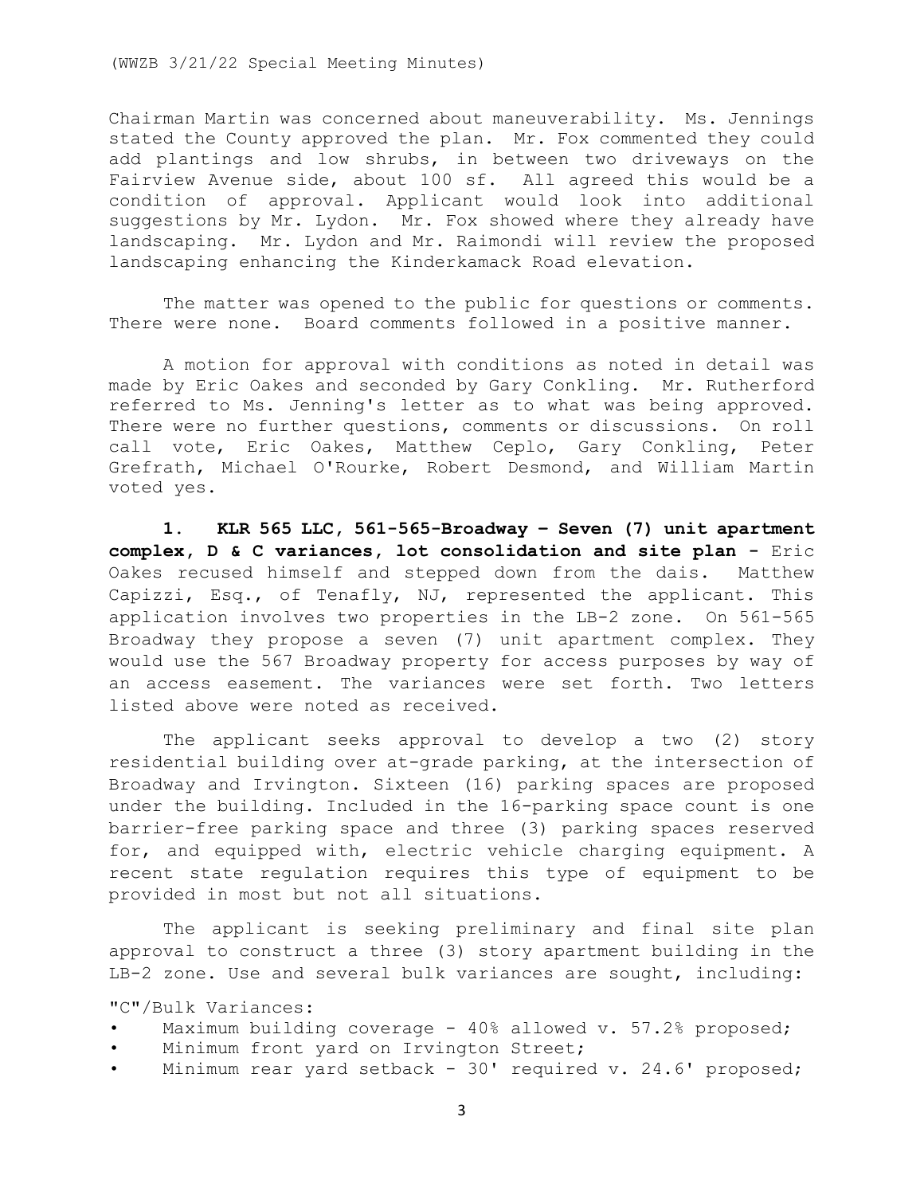Chairman Martin was concerned about maneuverability. Ms. Jennings stated the County approved the plan. Mr. Fox commented they could add plantings and low shrubs, in between two driveways on the Fairview Avenue side, about 100 sf. All agreed this would be a condition of approval. Applicant would look into additional suggestions by Mr. Lydon. Mr. Fox showed where they already have landscaping. Mr. Lydon and Mr. Raimondi will review the proposed landscaping enhancing the Kinderkamack Road elevation.

The matter was opened to the public for questions or comments. There were none. Board comments followed in a positive manner.

A motion for approval with conditions as noted in detail was made by Eric Oakes and seconded by Gary Conkling. Mr. Rutherford referred to Ms. Jenning's letter as to what was being approved. There were no further questions, comments or discussions. On roll call vote, Eric Oakes, Matthew Ceplo, Gary Conkling, Peter Grefrath, Michael O'Rourke, Robert Desmond, and William Martin voted yes.

**1. KLR 565 LLC, 561-565-Broadway – Seven (7) unit apartment complex, D & C variances, lot consolidation and site plan -** Eric Oakes recused himself and stepped down from the dais. Matthew Capizzi, Esq., of Tenafly, NJ, represented the applicant. This application involves two properties in the LB-2 zone. On 561-565 Broadway they propose a seven (7) unit apartment complex. They would use the 567 Broadway property for access purposes by way of an access easement. The variances were set forth. Two letters listed above were noted as received.

The applicant seeks approval to develop a two (2) story residential building over at-grade parking, at the intersection of Broadway and Irvington. Sixteen (16) parking spaces are proposed under the building. Included in the 16-parking space count is one barrier-free parking space and three (3) parking spaces reserved for, and equipped with, electric vehicle charging equipment. A recent state regulation requires this type of equipment to be provided in most but not all situations.

The applicant is seeking preliminary and final site plan approval to construct a three (3) story apartment building in the LB-2 zone. Use and several bulk variances are sought, including:

"C"/Bulk Variances:

- Maximum building coverage - 40% allowed v. 57.2% proposed;
- Minimum front yard on Irvington Street;
- Minimum rear yard setback - 30' required v. 24.6' proposed;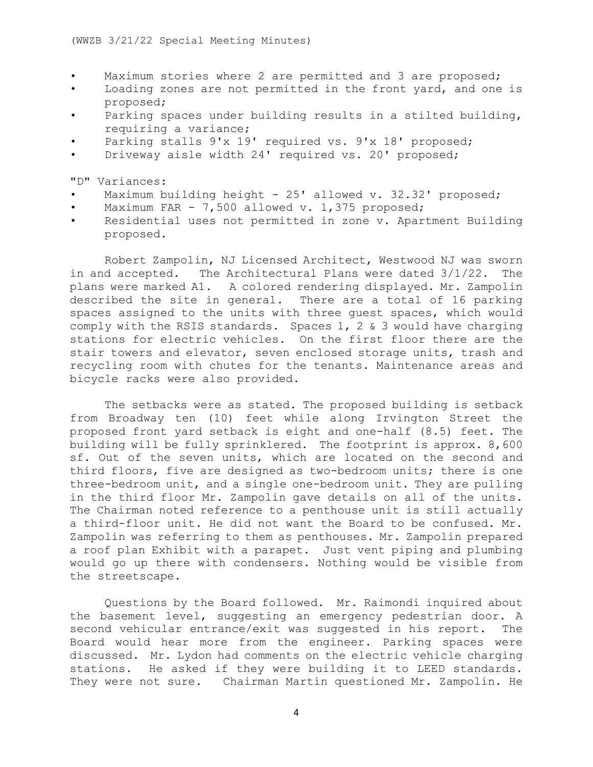- Maximum stories where 2 are permitted and 3 are proposed;
- Loading zones are not permitted in the front yard, and one is proposed;
- Parking spaces under building results in a stilted building, requiring a variance;
- Parking stalls 9'x 19' required vs. 9'x 18' proposed;
- Driveway aisle width 24' required vs. 20' proposed;

"D" Variances:

- Maximum building height - 25' allowed v. 32.32' proposed;
- Maximum FAR - 7,500 allowed v. 1,375 proposed;
- Residential uses not permitted in zone v. Apartment Building proposed.

Robert Zampolin, NJ Licensed Architect, Westwood NJ was sworn in and accepted. The Architectural Plans were dated 3/1/22. The plans were marked A1. A colored rendering displayed. Mr. Zampolin described the site in general. There are a total of 16 parking spaces assigned to the units with three guest spaces, which would comply with the RSIS standards. Spaces 1, 2 & 3 would have charging stations for electric vehicles. On the first floor there are the stair towers and elevator, seven enclosed storage units, trash and recycling room with chutes for the tenants. Maintenance areas and bicycle racks were also provided.

The setbacks were as stated. The proposed building is setback from Broadway ten (10) feet while along Irvington Street the proposed front yard setback is eight and one-half (8.5) feet. The building will be fully sprinklered. The footprint is approx. 8,600 sf. Out of the seven units, which are located on the second and third floors, five are designed as two-bedroom units; there is one three-bedroom unit, and a single one-bedroom unit. They are pulling in the third floor Mr. Zampolin gave details on all of the units. The Chairman noted reference to a penthouse unit is still actually a third-floor unit. He did not want the Board to be confused. Mr. Zampolin was referring to them as penthouses. Mr. Zampolin prepared a roof plan Exhibit with a parapet. Just vent piping and plumbing would go up there with condensers. Nothing would be visible from the streetscape.

Questions by the Board followed. Mr. Raimondi inquired about the basement level, suggesting an emergency pedestrian door. A second vehicular entrance/exit was suggested in his report. The Board would hear more from the engineer. Parking spaces were discussed. Mr. Lydon had comments on the electric vehicle charging stations. He asked if they were building it to LEED standards. They were not sure. Chairman Martin questioned Mr. Zampolin. He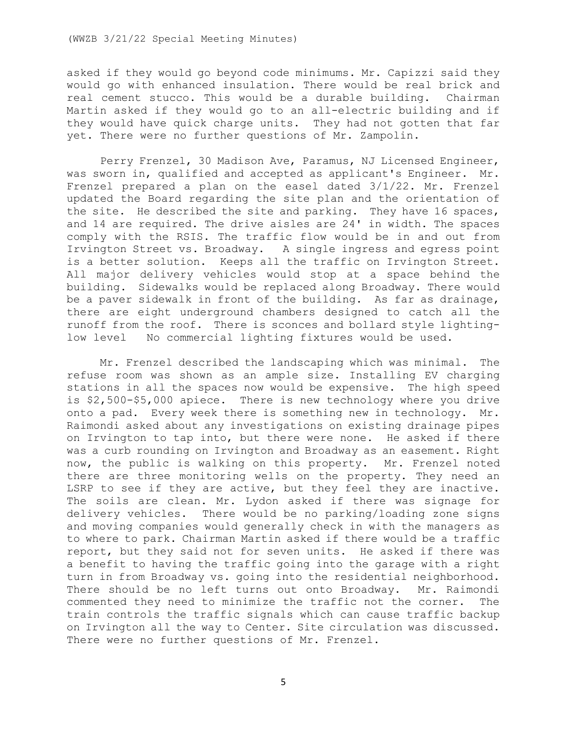asked if they would go beyond code minimums. Mr. Capizzi said they would go with enhanced insulation. There would be real brick and real cement stucco. This would be a durable building. Chairman Martin asked if they would go to an all-electric building and if they would have quick charge units. They had not gotten that far yet. There were no further questions of Mr. Zampolin.

Perry Frenzel, 30 Madison Ave, Paramus, NJ Licensed Engineer, was sworn in, qualified and accepted as applicant's Engineer. Mr. Frenzel prepared a plan on the easel dated 3/1/22. Mr. Frenzel updated the Board regarding the site plan and the orientation of the site. He described the site and parking. They have 16 spaces, and 14 are required. The drive aisles are 24' in width. The spaces comply with the RSIS. The traffic flow would be in and out from Irvington Street vs. Broadway. A single ingress and egress point is a better solution. Keeps all the traffic on Irvington Street. All major delivery vehicles would stop at a space behind the building. Sidewalks would be replaced along Broadway. There would be a paver sidewalk in front of the building. As far as drainage, there are eight underground chambers designed to catch all the runoff from the roof. There is sconces and bollard style lighting-low level No commercial lighting fixtures would be used.

Mr. Frenzel described the landscaping which was minimal. The refuse room was shown as an ample size. Installing EV charging stations in all the spaces now would be expensive. The high speed is $2,500-$5,000 apiece. There is new technology where you drive onto a pad. Every week there is something new in technology. Mr. Raimondi asked about any investigations on existing drainage pipes on Irvington to tap into, but there were none. He asked if there was a curb rounding on Irvington and Broadway as an easement. Right now, the public is walking on this property. Mr. Frenzel noted there are three monitoring wells on the property. They need an LSRP to see if they are active, but they feel they are inactive. The soils are clean. Mr. Lydon asked if there was signage for delivery vehicles. There would be no parking/loading zone signs and moving companies would generally check in with the managers as to where to park. Chairman Martin asked if there would be a traffic report, but they said not for seven units. He asked if there was a benefit to having the traffic going into the garage with a right turn in from Broadway vs. going into the residential neighborhood. There should be no left turns out onto Broadway. Mr. Raimondi commented they need to minimize the traffic not the corner. The train controls the traffic signals which can cause traffic backup on Irvington all the way to Center. Site circulation was discussed. There were no further questions of Mr. Frenzel.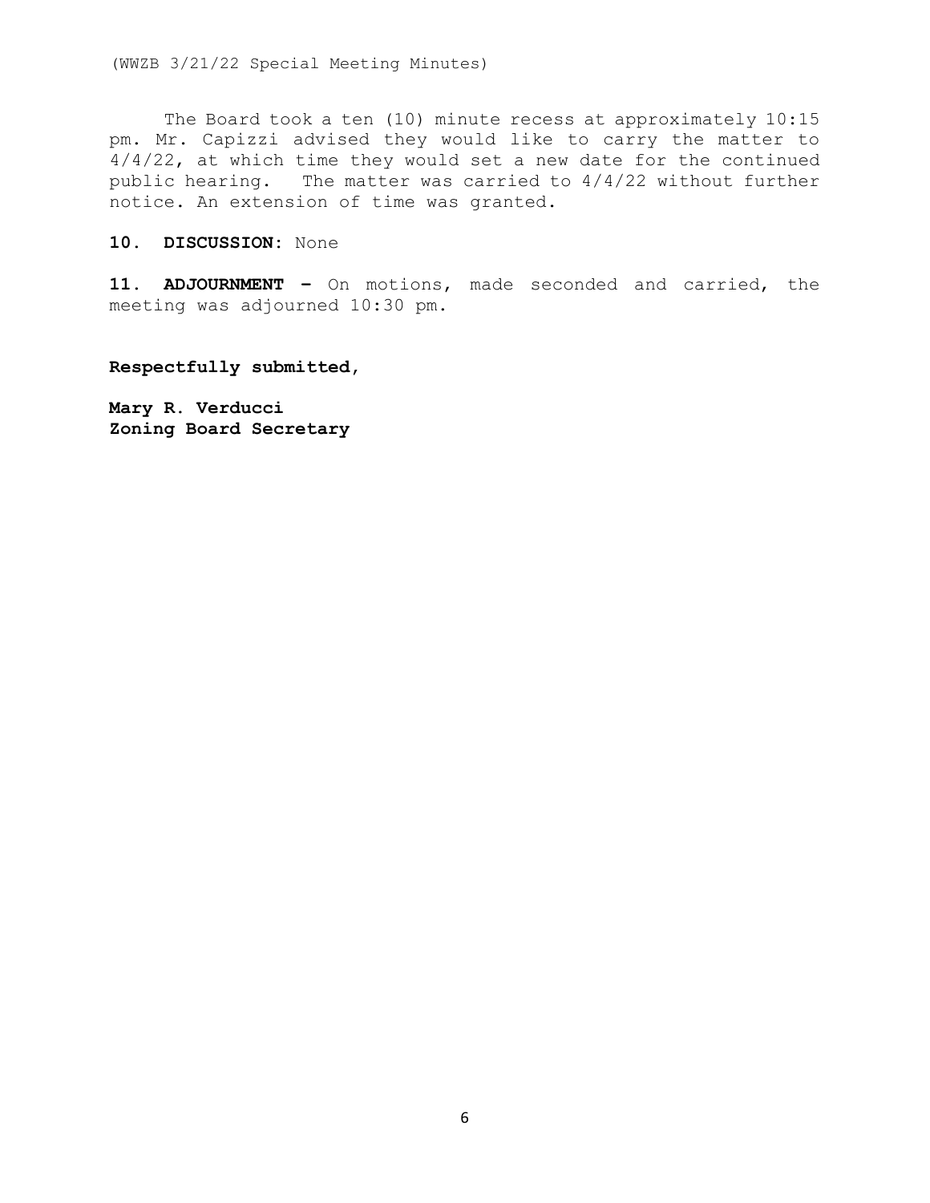The Board took a ten (10) minute recess at approximately 10:15 pm. Mr. Capizzi advised they would like to carry the matter to 4/4/22, at which time they would set a new date for the continued public hearing. The matter was carried to 4/4/22 without further notice. An extension of time was granted.

**10. DISCUSSION**: None

**11. ADJOURNMENT –** On motions, made seconded and carried, the meeting was adjourned 10:30 pm.

**Respectfully submitted,**

**Mary R. Verducci**
**Zoning Board Secretary**